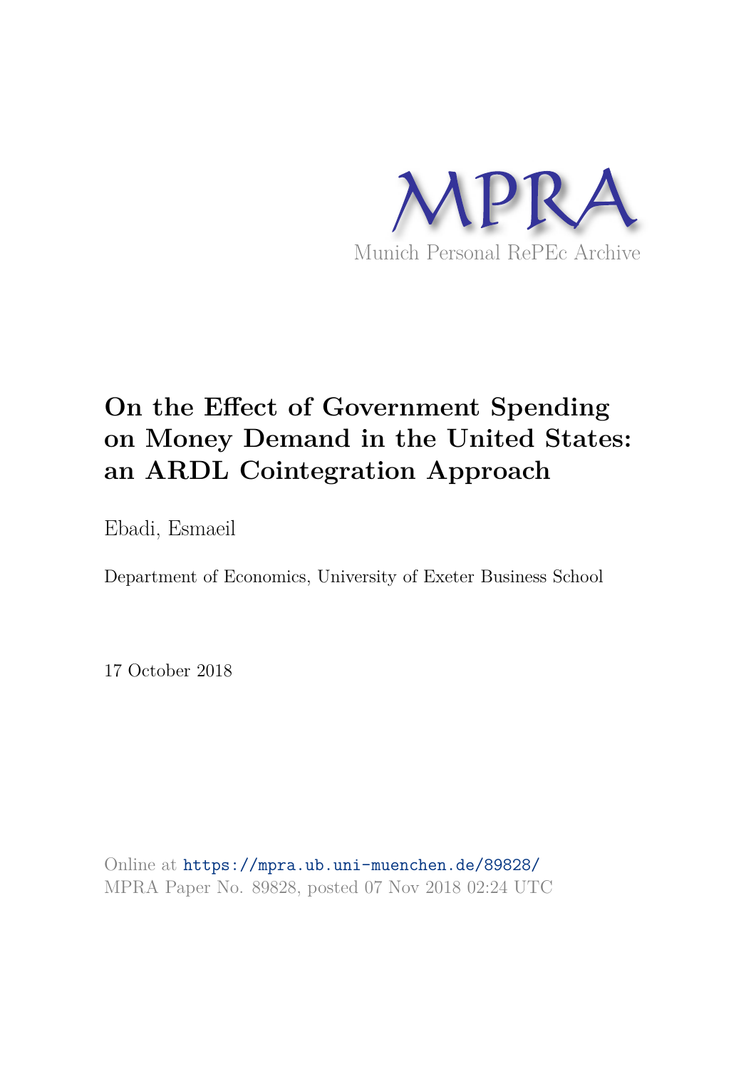MPRA

Munich Personal RePEc Archive

# On the Effect of Government Spending on Money Demand in the United States: an ARDL Cointegration Approach

Ebadi, Esmaeil

Department of Economics, University of Exeter Business School

17 October 2018

Online at https://mpra.ub.uni-muenchen.de/89828/
MPRA Paper No. 89828, posted 07 Nov 2018 02:24 UTC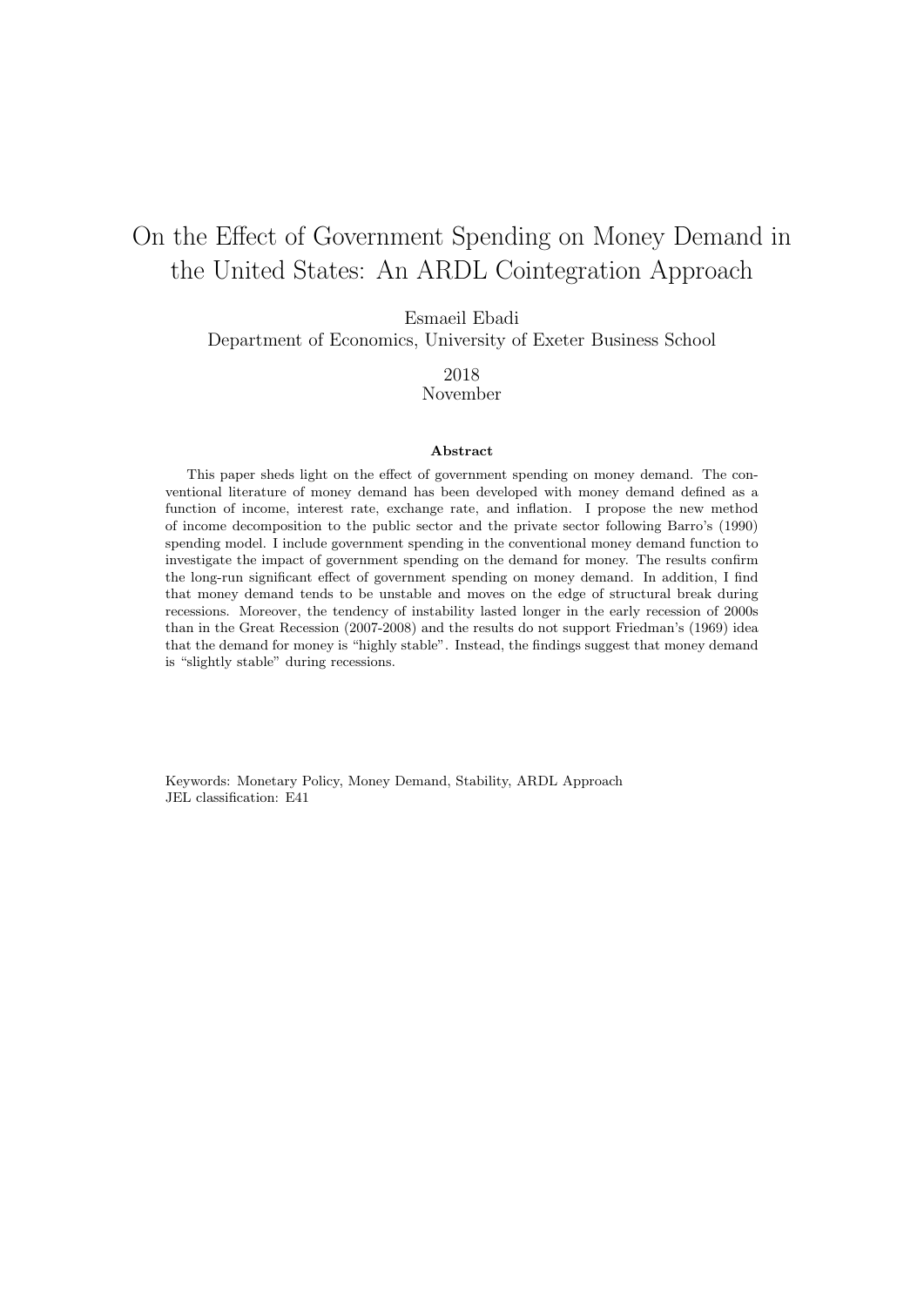# On the Effect of Government Spending on Money Demand in the United States: An ARDL Cointegration Approach

Esmaeil Ebadi
Department of Economics, University of Exeter Business School

2018
November

**Abstract**

This paper sheds light on the effect of government spending on money demand. The conventional literature of money demand has been developed with money demand defined as a function of income, interest rate, exchange rate, and inflation. I propose the new method of income decomposition to the public sector and the private sector following Barro's (1990) spending model. I include government spending in the conventional money demand function to investigate the impact of government spending on the demand for money. The results confirm the long-run significant effect of government spending on money demand. In addition, I find that money demand tends to be unstable and moves on the edge of structural break during recessions. Moreover, the tendency of instability lasted longer in the early recession of 2000s than in the Great Recession (2007-2008) and the results do not support Friedman's (1969) idea that the demand for money is "highly stable". Instead, the findings suggest that money demand is "slightly stable" during recessions.

Keywords: Monetary Policy, Money Demand, Stability, ARDL Approach
JEL classification: E41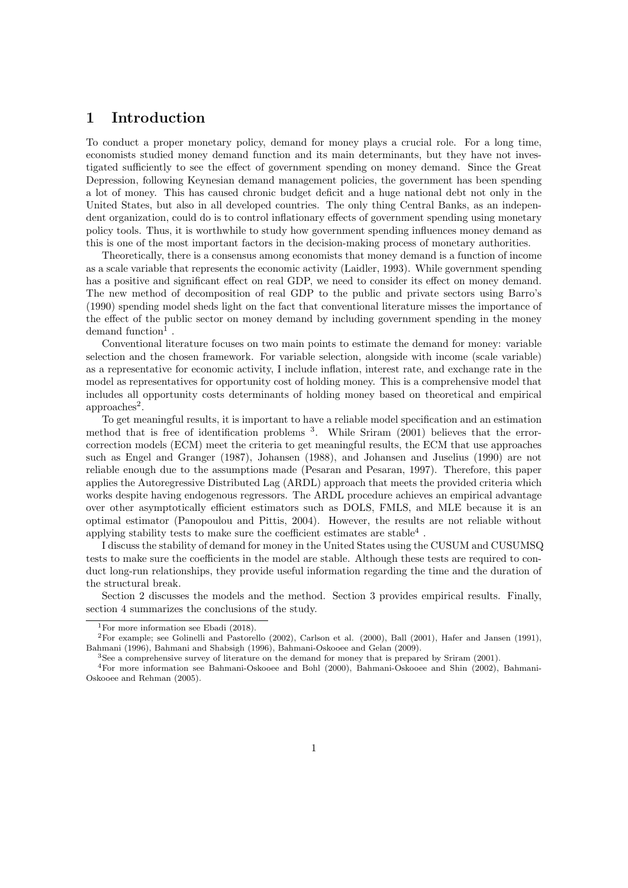# 1 Introduction

To conduct a proper monetary policy, demand for money plays a crucial role. For a long time, economists studied money demand function and its main determinants, but they have not investigated sufficiently to see the effect of government spending on money demand. Since the Great Depression, following Keynesian demand management policies, the government has been spending a lot of money. This has caused chronic budget deficit and a huge national debt not only in the United States, but also in all developed countries. The only thing Central Banks, as an independent organization, could do is to control inflationary effects of government spending using monetary policy tools. Thus, it is worthwhile to study how government spending influences money demand as this is one of the most important factors in the decision-making process of monetary authorities.

Theoretically, there is a consensus among economists that money demand is a function of income as a scale variable that represents the economic activity (Laidler, 1993). While government spending has a positive and significant effect on real GDP, we need to consider its effect on money demand. The new method of decomposition of real GDP to the public and private sectors using Barro's (1990) spending model sheds light on the fact that conventional literature misses the importance of the effect of the public sector on money demand by including government spending in the money demand function[1] .

Conventional literature focuses on two main points to estimate the demand for money: variable selection and the chosen framework. For variable selection, alongside with income (scale variable) as a representative for economic activity, I include inflation, interest rate, and exchange rate in the model as representatives for opportunity cost of holding money. This is a comprehensive model that includes all opportunity costs determinants of holding money based on theoretical and empirical approaches[2].

To get meaningful results, it is important to have a reliable model specification and an estimation method that is free of identification problems [3]. While Sriram (2001) believes that the error-correction models (ECM) meet the criteria to get meaningful results, the ECM that use approaches such as Engel and Granger (1987), Johansen (1988), and Johansen and Juselius (1990) are not reliable enough due to the assumptions made (Pesaran and Pesaran, 1997). Therefore, this paper applies the Autoregressive Distributed Lag (ARDL) approach that meets the provided criteria which works despite having endogenous regressors. The ARDL procedure achieves an empirical advantage over other asymptotically efficient estimators such as DOLS, FMLS, and MLE because it is an optimal estimator (Panopoulou and Pittis, 2004). However, the results are not reliable without applying stability tests to make sure the coefficient estimates are stable[4] .

I discuss the stability of demand for money in the United States using the CUSUM and CUSUMSQ tests to make sure the coefficients in the model are stable. Although these tests are required to conduct long-run relationships, they provide useful information regarding the time and the duration of the structural break.

Section 2 discusses the models and the method. Section 3 provides empirical results. Finally, section 4 summarizes the conclusions of the study.

---

[1] For more information see Ebadi (2018).

[2] For example; see Golinelli and Pastorello (2002), Carlson et al. (2000), Ball (2001), Hafer and Jansen (1991), Bahmani (1996), Bahmani and Shabsigh (1996), Bahmani-Oskooee and Gelan (2009).

[3] See a comprehensive survey of literature on the demand for money that is prepared by Sriram (2001).

[4] For more information see Bahmani-Oskooee and Bohl (2000), Bahmani-Oskooee and Shin (2002), Bahmani-Oskooee and Rehman (2005).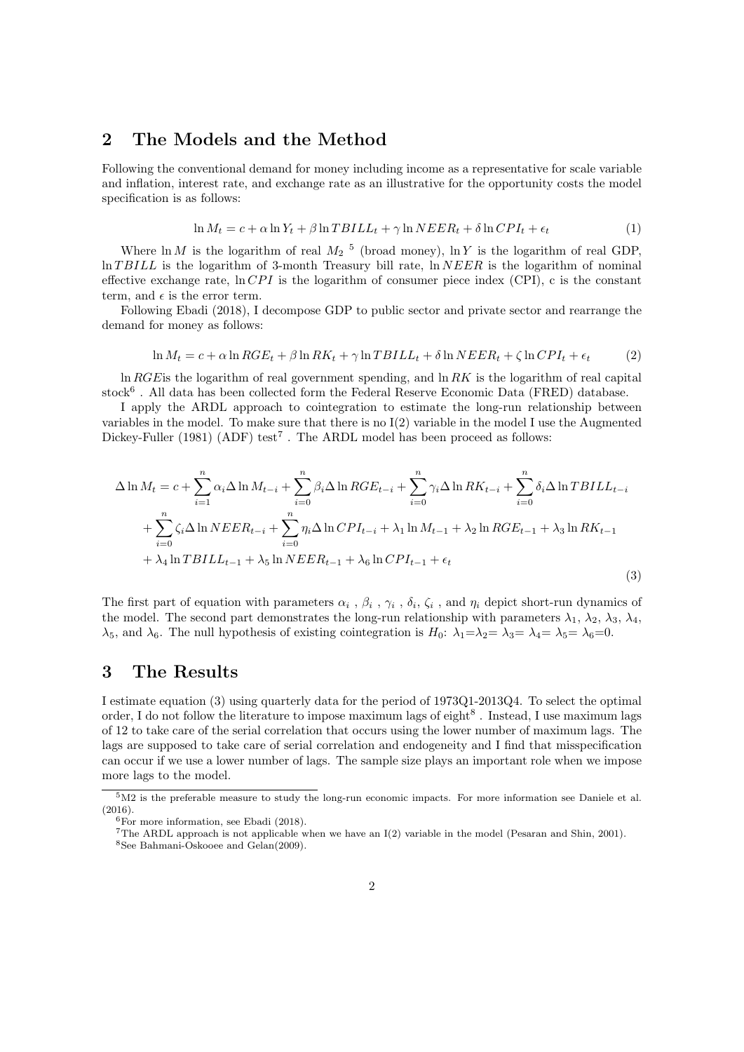## 2 The Models and the Method

Following the conventional demand for money including income as a representative for scale variable and inflation, interest rate, and exchange rate as an illustrative for the opportunity costs the model specification is as follows:

$$\ln M_t = c + \alpha \ln Y_t + \beta \ln TBILL_t + \gamma \ln NEER_t + \delta \ln CPI_t + \epsilon_t \tag{1}$$

Where $\ln M$ is the logarithm of real $M_2$ [5] (broad money), $\ln Y$ is the logarithm of real GDP, $\ln TBILL$ is the logarithm of 3-month Treasury bill rate, $\ln NEER$ is the logarithm of nominal effective exchange rate, $\ln CPI$ is the logarithm of consumer piece index (CPI), c is the constant term, and $\epsilon$ is the error term.

Following Ebadi (2018), I decompose GDP to public sector and private sector and rearrange the demand for money as follows:

$$\ln M_t = c + \alpha \ln RGE_t + \beta \ln RK_t + \gamma \ln TBILL_t + \delta \ln NEER_t + \zeta \ln CPI_t + \epsilon_t \tag{2}$$

$\ln RGE$is the logarithm of real government spending, and $\ln RK$ is the logarithm of real capital stock[6] . All data has been collected form the Federal Reserve Economic Data (FRED) database.

I apply the ARDL approach to cointegration to estimate the long-run relationship between variables in the model. To make sure that there is no I(2) variable in the model I use the Augmented Dickey-Fuller (1981) (ADF) test[7] . The ARDL model has been proceed as follows:

$$\begin{aligned}
\Delta \ln M_t = c &+ \sum_{i=1}^{n} \alpha_i \Delta \ln M_{t-i} + \sum_{i=0}^{n} \beta_i \Delta \ln RGE_{t-i} + \sum_{i=0}^{n} \gamma_i \Delta \ln RK_{t-i} + \sum_{i=0}^{n} \delta_i \Delta \ln TBILL_{t-i} \\
&+ \sum_{i=0}^{n} \zeta_i \Delta \ln NEER_{t-i} + \sum_{i=0}^{n} \eta_i \Delta \ln CPI_{t-i} + \lambda_1 \ln M_{t-1} + \lambda_2 \ln RGE_{t-1} + \lambda_3 \ln RK_{t-1} \\
&+ \lambda_4 \ln TBILL_{t-1} + \lambda_5 \ln NEER_{t-1} + \lambda_6 \ln CPI_{t-1} + \epsilon_t
\end{aligned} \tag{3}$$

The first part of equation with parameters $\alpha_i$ , $\beta_i$ , $\gamma_i$ , $\delta_i$, $\zeta_i$ , and $\eta_i$ depict short-run dynamics of the model. The second part demonstrates the long-run relationship with parameters $\lambda_1$, $\lambda_2$, $\lambda_3$, $\lambda_4$, $\lambda_5$, and $\lambda_6$. The null hypothesis of existing cointegration is $H_0$: $\lambda_1$=$\lambda_2$= $\lambda_3$= $\lambda_4$= $\lambda_5$= $\lambda_6$=0.

## 3 The Results

I estimate equation (3) using quarterly data for the period of 1973Q1-2013Q4. To select the optimal order, I do not follow the literature to impose maximum lags of eight[8] . Instead, I use maximum lags of 12 to take care of the serial correlation that occurs using the lower number of maximum lags. The lags are supposed to take care of serial correlation and endogeneity and I find that misspecification can occur if we use a lower number of lags. The sample size plays an important role when we impose more lags to the model.

---

[5] M2 is the preferable measure to study the long-run economic impacts. For more information see Daniele et al. (2016).

[6] For more information, see Ebadi (2018).

[7] The ARDL approach is not applicable when we have an I(2) variable in the model (Pesaran and Shin, 2001).

[8] See Bahmani-Oskooee and Gelan(2009).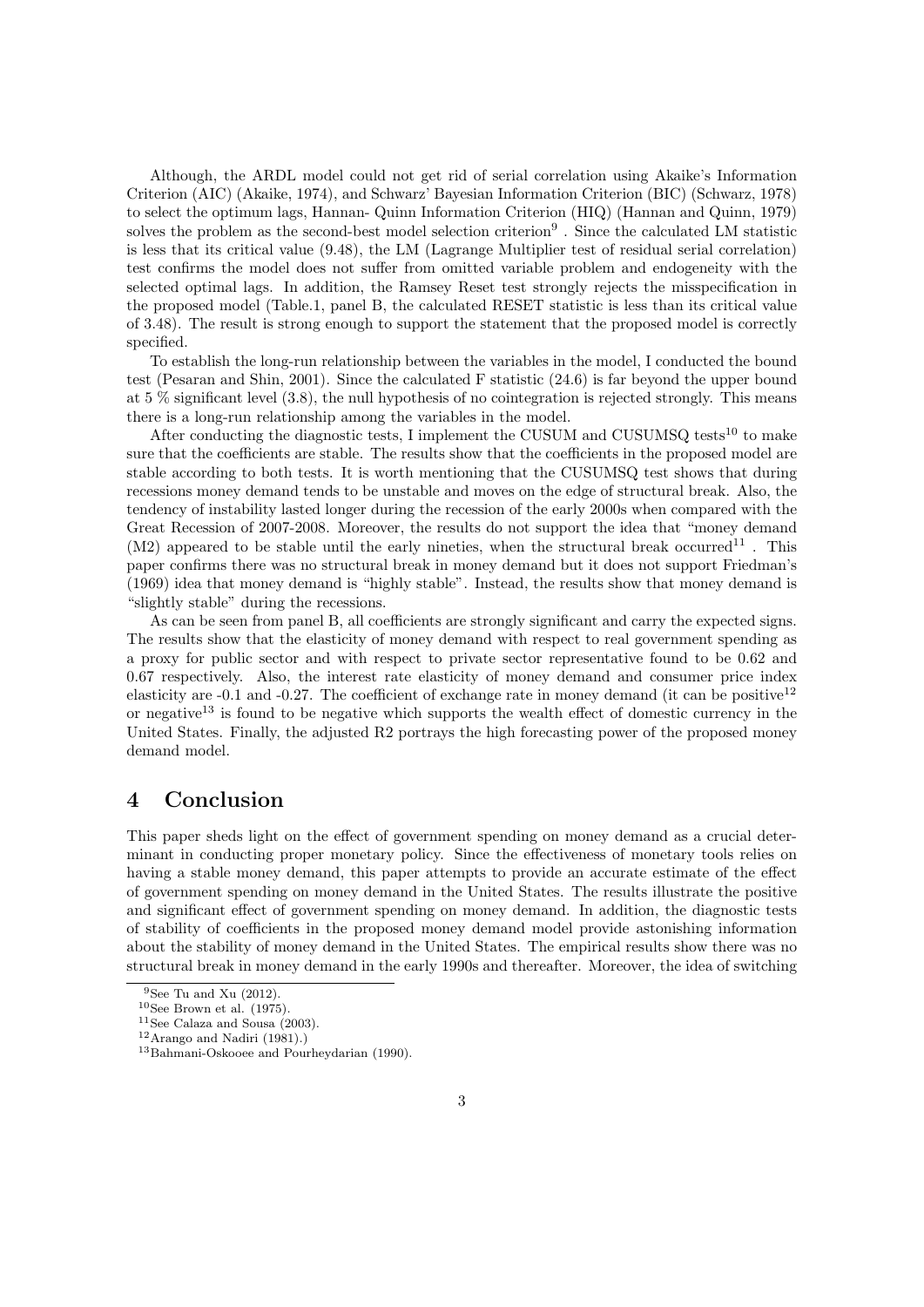Although, the ARDL model could not get rid of serial correlation using Akaike's Information Criterion (AIC) (Akaike, 1974), and Schwarz' Bayesian Information Criterion (BIC) (Schwarz, 1978) to select the optimum lags, Hannan- Quinn Information Criterion (HIQ) (Hannan and Quinn, 1979) solves the problem as the second-best model selection criterion[9] . Since the calculated LM statistic is less that its critical value (9.48), the LM (Lagrange Multiplier test of residual serial correlation) test confirms the model does not suffer from omitted variable problem and endogeneity with the selected optimal lags. In addition, the Ramsey Reset test strongly rejects the misspecification in the proposed model (Table.1, panel B, the calculated RESET statistic is less than its critical value of 3.48). The result is strong enough to support the statement that the proposed model is correctly specified.

To establish the long-run relationship between the variables in the model, I conducted the bound test (Pesaran and Shin, 2001). Since the calculated F statistic (24.6) is far beyond the upper bound at 5 % significant level (3.8), the null hypothesis of no cointegration is rejected strongly. This means there is a long-run relationship among the variables in the model.

After conducting the diagnostic tests, I implement the CUSUM and CUSUMSQ tests[10] to make sure that the coefficients are stable. The results show that the coefficients in the proposed model are stable according to both tests. It is worth mentioning that the CUSUMSQ test shows that during recessions money demand tends to be unstable and moves on the edge of structural break. Also, the tendency of instability lasted longer during the recession of the early 2000s when compared with the Great Recession of 2007-2008. Moreover, the results do not support the idea that "money demand (M2) appeared to be stable until the early nineties, when the structural break occurred[11] . This paper confirms there was no structural break in money demand but it does not support Friedman's (1969) idea that money demand is "highly stable". Instead, the results show that money demand is "slightly stable" during the recessions.

As can be seen from panel B, all coefficients are strongly significant and carry the expected signs. The results show that the elasticity of money demand with respect to real government spending as a proxy for public sector and with respect to private sector representative found to be 0.62 and 0.67 respectively. Also, the interest rate elasticity of money demand and consumer price index elasticity are -0.1 and -0.27. The coefficient of exchange rate in money demand (it can be positive[12] or negative[13] is found to be negative which supports the wealth effect of domestic currency in the United States. Finally, the adjusted R2 portrays the high forecasting power of the proposed money demand model.

## 4 Conclusion

This paper sheds light on the effect of government spending on money demand as a crucial determinant in conducting proper monetary policy. Since the effectiveness of monetary tools relies on having a stable money demand, this paper attempts to provide an accurate estimate of the effect of government spending on money demand in the United States. The results illustrate the positive and significant effect of government spending on money demand. In addition, the diagnostic tests of stability of coefficients in the proposed money demand model provide astonishing information about the stability of money demand in the United States. The empirical results show there was no structural break in money demand in the early 1990s and thereafter. Moreover, the idea of switching

---

[9] See Tu and Xu (2012).

[10] See Brown et al. (1975).

[11] See Calaza and Sousa (2003).

[12] Arango and Nadiri (1981).)

[13] Bahmani-Oskooee and Pourheydarian (1990).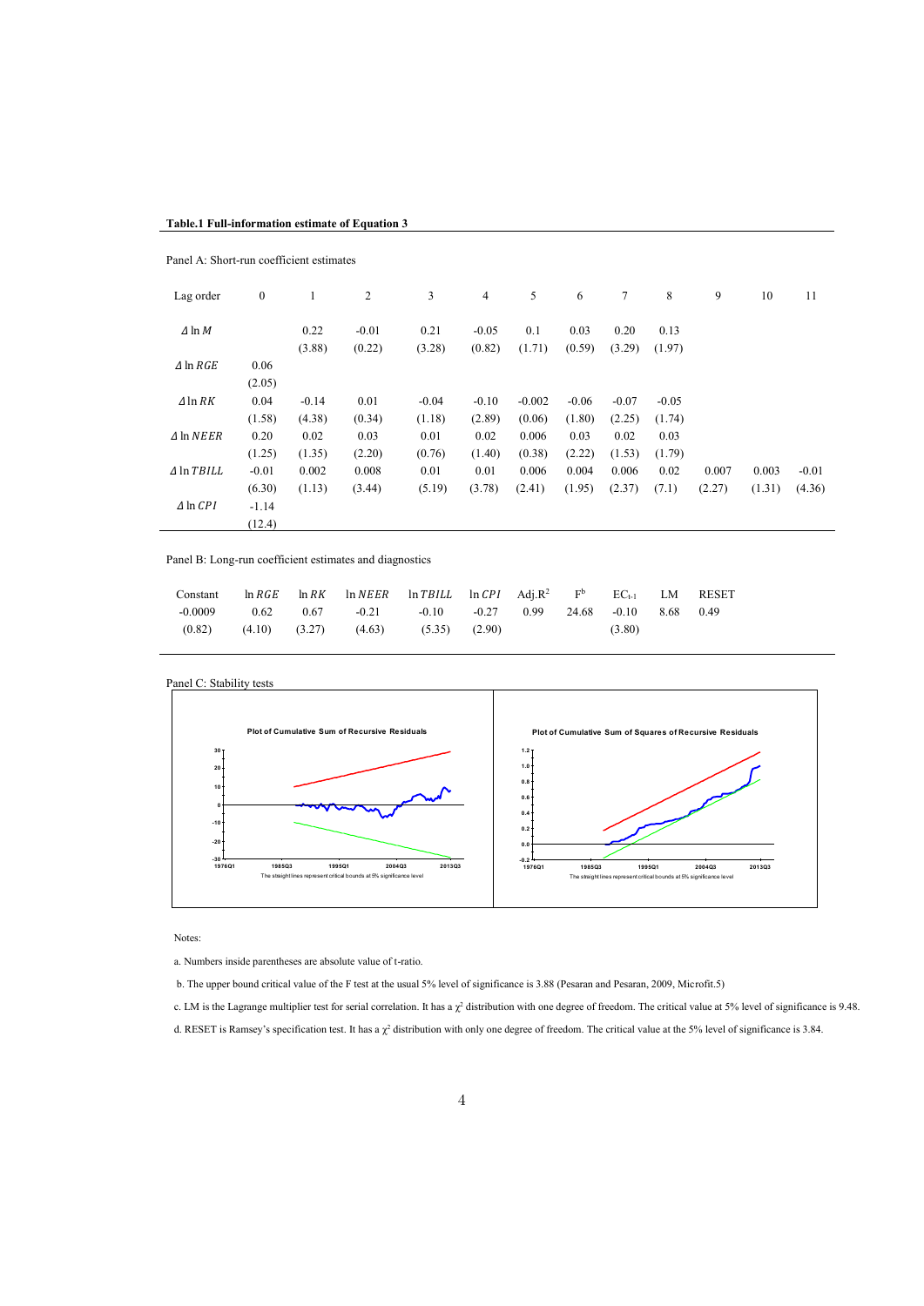**Table.1 Full-information estimate of Equation 3**

Panel A: Short-run coefficient estimates

| Lag order | 0 | 1 | 2 | 3 | 4 | 5 | 6 | 7 | 8 | 9 | 10 | 11 |
|---|---|---|---|---|---|---|---|---|---|---|---|---|
| $\Delta \ln M$ | | 0.22 | -0.01 | 0.21 | -0.05 | 0.1 | 0.03 | 0.20 | 0.13 | | | |
| | | (3.88) | (0.22) | (3.28) | (0.82) | (1.71) | (0.59) | (3.29) | (1.97) | | | |
| $\Delta \ln RGE$ | 0.06 | | | | | | | | | | | |
| | (2.05) | | | | | | | | | | | |
| $\Delta \ln RK$ | 0.04 | -0.14 | 0.01 | -0.04 | -0.10 | -0.002 | -0.06 | -0.07 | -0.05 | | | |
| | (1.58) | (4.38) | (0.34) | (1.18) | (2.89) | (0.06) | (1.80) | (2.25) | (1.74) | | | |
| $\Delta \ln NEER$ | 0.20 | 0.02 | 0.03 | 0.01 | 0.02 | 0.006 | 0.03 | 0.02 | 0.03 | | | |
| | (1.25) | (1.35) | (2.20) | (0.76) | (1.40) | (0.38) | (2.22) | (1.53) | (1.79) | | | |
| $\Delta \ln TBILL$ | -0.01 | 0.002 | 0.008 | 0.01 | 0.01 | 0.006 | 0.004 | 0.006 | 0.02 | 0.007 | 0.003 | -0.01 |
| | (6.30) | (1.13) | (3.44) | (5.19) | (3.78) | (2.41) | (1.95) | (2.37) | (7.1) | (2.27) | (1.31) | (4.36) |
| $\Delta \ln CPI$ | -1.14 | | | | | | | | | | | |
| | (12.4) | | | | | | | | | | | |

Panel B: Long-run coefficient estimates and diagnostics

| Constant | $\ln RGE$ | $\ln RK$ | $\ln NEER$ | $\ln TBILL$ | $\ln CPI$ | Adj.$R^2$ | F[b] | $EC_{t-1}$ | LM | RESET |
|---|---|---|---|---|---|---|---|---|---|---|
| -0.0009 | 0.62 | 0.67 | -0.21 | -0.10 | -0.27 | 0.99 | 24.68 | -0.10 | 8.68 | 0.49 |
| (0.82) | (4.10) | (3.27) | (4.63) | (5.35) | (2.90) | | | (3.80) | | |

Panel C: Stability tests

Plot of Cumulative Sum of Recursive Residuals

The straight lines represent critical bounds at 5% significance level

Plot of Cumulative Sum of Squares of Recursive Residuals

The straight lines represent critical bounds at 5% significance level

Notes:

a. Numbers inside parentheses are absolute value of t-ratio.

b. The upper bound critical value of the F test at the usual 5% level of significance is 3.88 (Pesaran and Pesaran, 2009, Microfit.5)

c. LM is the Lagrange multiplier test for serial correlation. It has a $\chi^2$ distribution with one degree of freedom. The critical value at 5% level of significance is 9.48.

d. RESET is Ramsey's specification test. It has a $\chi^2$ distribution with only one degree of freedom. The critical value at the 5% level of significance is 3.84.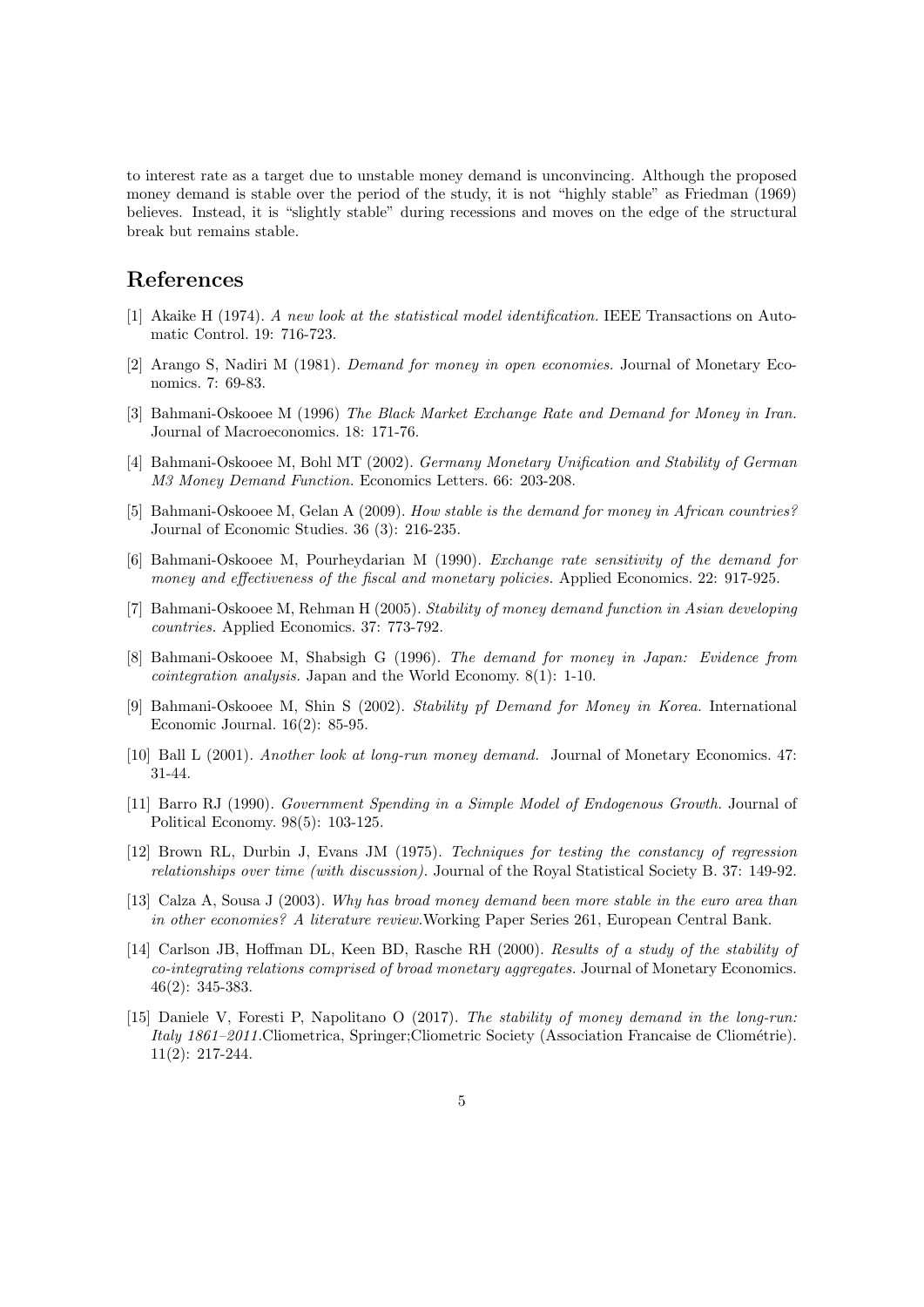to interest rate as a target due to unstable money demand is unconvincing. Although the proposed money demand is stable over the period of the study, it is not "highly stable" as Friedman (1969) believes. Instead, it is "slightly stable" during recessions and moves on the edge of the structural break but remains stable.

## References

[1] Akaike H (1974). *A new look at the statistical model identification.* IEEE Transactions on Automatic Control. 19: 716-723.

[2] Arango S, Nadiri M (1981). *Demand for money in open economies.* Journal of Monetary Economics. 7: 69-83.

[3] Bahmani-Oskooee M (1996) *The Black Market Exchange Rate and Demand for Money in Iran.* Journal of Macroeconomics. 18: 171-76.

[4] Bahmani-Oskooee M, Bohl MT (2002). *Germany Monetary Unification and Stability of German M3 Money Demand Function.* Economics Letters. 66: 203-208.

[5] Bahmani-Oskooee M, Gelan A (2009). *How stable is the demand for money in African countries?* Journal of Economic Studies. 36 (3): 216-235.

[6] Bahmani-Oskooee M, Pourheydarian M (1990). *Exchange rate sensitivity of the demand for money and effectiveness of the fiscal and monetary policies.* Applied Economics. 22: 917-925.

[7] Bahmani-Oskooee M, Rehman H (2005). *Stability of money demand function in Asian developing countries.* Applied Economics. 37: 773-792.

[8] Bahmani-Oskooee M, Shabsigh G (1996). *The demand for money in Japan: Evidence from cointegration analysis.* Japan and the World Economy. 8(1): 1-10.

[9] Bahmani-Oskooee M, Shin S (2002). *Stability pf Demand for Money in Korea.* International Economic Journal. 16(2): 85-95.

[10] Ball L (2001). *Another look at long-run money demand.* Journal of Monetary Economics. 47: 31-44.

[11] Barro RJ (1990). *Government Spending in a Simple Model of Endogenous Growth.* Journal of Political Economy. 98(5): 103-125.

[12] Brown RL, Durbin J, Evans JM (1975). *Techniques for testing the constancy of regression relationships over time (with discussion).* Journal of the Royal Statistical Society B. 37: 149-92.

[13] Calza A, Sousa J (2003). *Why has broad money demand been more stable in the euro area than in other economies? A literature review.*Working Paper Series 261, European Central Bank.

[14] Carlson JB, Hoffman DL, Keen BD, Rasche RH (2000). *Results of a study of the stability of co-integrating relations comprised of broad monetary aggregates.* Journal of Monetary Economics. 46(2): 345-383.

[15] Daniele V, Foresti P, Napolitano O (2017). *The stability of money demand in the long-run: Italy 1861–2011.*Cliometrica, Springer;Cliometric Society (Association Francaise de Cliométrie). 11(2): 217-244.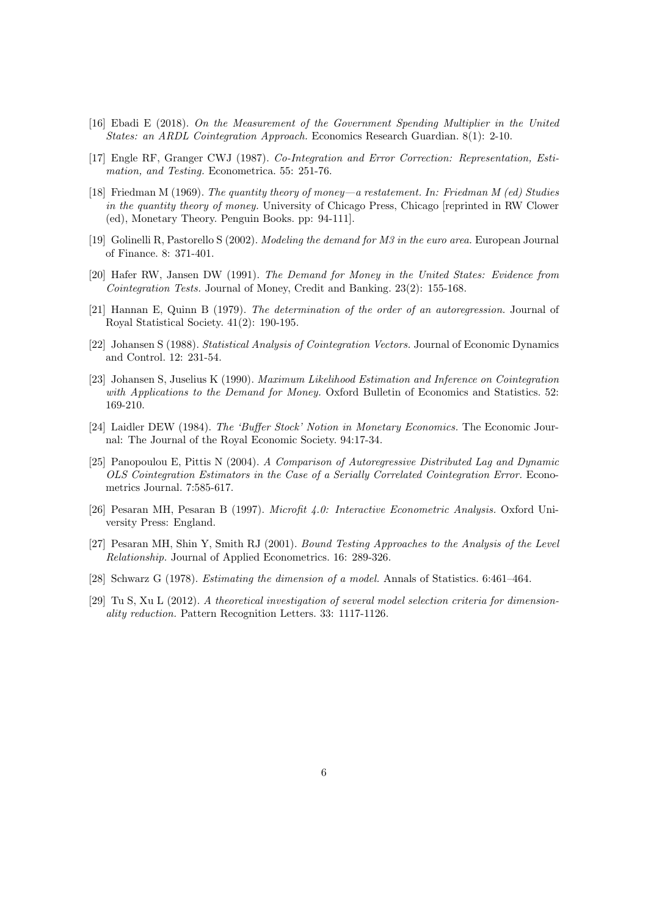[16] Ebadi E (2018). *On the Measurement of the Government Spending Multiplier in the United States: an ARDL Cointegration Approach.* Economics Research Guardian. 8(1): 2-10.

[17] Engle RF, Granger CWJ (1987). *Co-Integration and Error Correction: Representation, Estimation, and Testing.* Econometrica. 55: 251-76.

[18] Friedman M (1969). *The quantity theory of money—a restatement. In: Friedman M (ed) Studies in the quantity theory of money.* University of Chicago Press, Chicago [reprinted in RW Clower (ed), Monetary Theory. Penguin Books. pp: 94-111].

[19] Golinelli R, Pastorello S (2002). *Modeling the demand for M3 in the euro area.* European Journal of Finance. 8: 371-401.

[20] Hafer RW, Jansen DW (1991). *The Demand for Money in the United States: Evidence from Cointegration Tests.* Journal of Money, Credit and Banking. 23(2): 155-168.

[21] Hannan E, Quinn B (1979). *The determination of the order of an autoregression.* Journal of Royal Statistical Society. 41(2): 190-195.

[22] Johansen S (1988). *Statistical Analysis of Cointegration Vectors.* Journal of Economic Dynamics and Control. 12: 231-54.

[23] Johansen S, Juselius K (1990). *Maximum Likelihood Estimation and Inference on Cointegration with Applications to the Demand for Money.* Oxford Bulletin of Economics and Statistics. 52: 169-210.

[24] Laidler DEW (1984). *The 'Buffer Stock' Notion in Monetary Economics.* The Economic Journal: The Journal of the Royal Economic Society. 94:17-34.

[25] Panopoulou E, Pittis N (2004). *A Comparison of Autoregressive Distributed Lag and Dynamic OLS Cointegration Estimators in the Case of a Serially Correlated Cointegration Error.* Econometrics Journal. 7:585-617.

[26] Pesaran MH, Pesaran B (1997). *Microfit 4.0: Interactive Econometric Analysis.* Oxford University Press: England.

[27] Pesaran MH, Shin Y, Smith RJ (2001). *Bound Testing Approaches to the Analysis of the Level Relationship.* Journal of Applied Econometrics. 16: 289-326.

[28] Schwarz G (1978). *Estimating the dimension of a model.* Annals of Statistics. 6:461–464.

[29] Tu S, Xu L (2012). *A theoretical investigation of several model selection criteria for dimensionality reduction.* Pattern Recognition Letters. 33: 1117-1126.